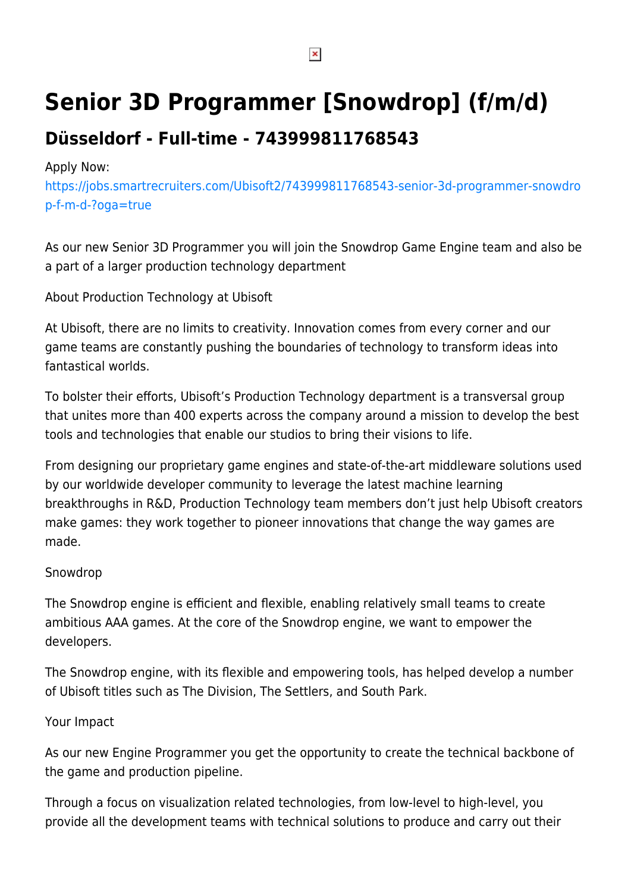# Senior 3D Programmer [Snowdrop] (f/m/d)

## Düsseldorf - Full-time - 743999811768543

Apply Now:
https://jobs.smartrecruiters.com/Ubisoft2/743999811768543-senior-3d-programmer-snowdrop-f-m-d-?oga=true

As our new Senior 3D Programmer you will join the Snowdrop Game Engine team and also be a part of a larger production technology department

About Production Technology at Ubisoft

At Ubisoft, there are no limits to creativity. Innovation comes from every corner and our game teams are constantly pushing the boundaries of technology to transform ideas into fantastical worlds.

To bolster their efforts, Ubisoft's Production Technology department is a transversal group that unites more than 400 experts across the company around a mission to develop the best tools and technologies that enable our studios to bring their visions to life.

From designing our proprietary game engines and state-of-the-art middleware solutions used by our worldwide developer community to leverage the latest machine learning breakthroughs in R&D, Production Technology team members don't just help Ubisoft creators make games: they work together to pioneer innovations that change the way games are made.

Snowdrop

The Snowdrop engine is efficient and flexible, enabling relatively small teams to create ambitious AAA games. At the core of the Snowdrop engine, we want to empower the developers.

The Snowdrop engine, with its flexible and empowering tools, has helped develop a number of Ubisoft titles such as The Division, The Settlers, and South Park.

Your Impact

As our new Engine Programmer you get the opportunity to create the technical backbone of the game and production pipeline.

Through a focus on visualization related technologies, from low-level to high-level, you provide all the development teams with technical solutions to produce and carry out their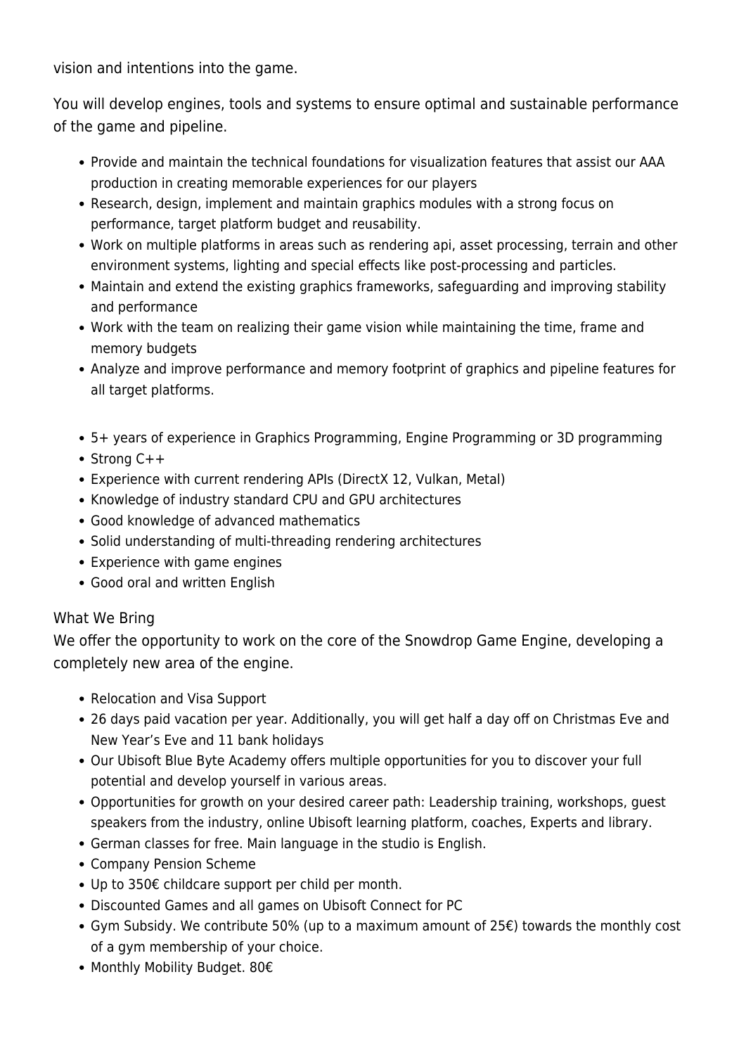vision and intentions into the game.

You will develop engines, tools and systems to ensure optimal and sustainable performance of the game and pipeline.

- Provide and maintain the technical foundations for visualization features that assist our AAA production in creating memorable experiences for our players
- Research, design, implement and maintain graphics modules with a strong focus on performance, target platform budget and reusability.
- Work on multiple platforms in areas such as rendering api, asset processing, terrain and other environment systems, lighting and special effects like post-processing and particles.
- Maintain and extend the existing graphics frameworks, safeguarding and improving stability and performance
- Work with the team on realizing their game vision while maintaining the time, frame and memory budgets
- Analyze and improve performance and memory footprint of graphics and pipeline features for all target platforms.

- 5+ years of experience in Graphics Programming, Engine Programming or 3D programming
- Strong C++
- Experience with current rendering APIs (DirectX 12, Vulkan, Metal)
- Knowledge of industry standard CPU and GPU architectures
- Good knowledge of advanced mathematics
- Solid understanding of multi-threading rendering architectures
- Experience with game engines
- Good oral and written English

What We Bring

We offer the opportunity to work on the core of the Snowdrop Game Engine, developing a completely new area of the engine.

- Relocation and Visa Support
- 26 days paid vacation per year. Additionally, you will get half a day off on Christmas Eve and New Year's Eve and 11 bank holidays
- Our Ubisoft Blue Byte Academy offers multiple opportunities for you to discover your full potential and develop yourself in various areas.
- Opportunities for growth on your desired career path: Leadership training, workshops, guest speakers from the industry, online Ubisoft learning platform, coaches, Experts and library.
- German classes for free. Main language in the studio is English.
- Company Pension Scheme
- Up to 350€ childcare support per child per month.
- Discounted Games and all games on Ubisoft Connect for PC
- Gym Subsidy. We contribute 50% (up to a maximum amount of 25€) towards the monthly cost of a gym membership of your choice.
- Monthly Mobility Budget. 80€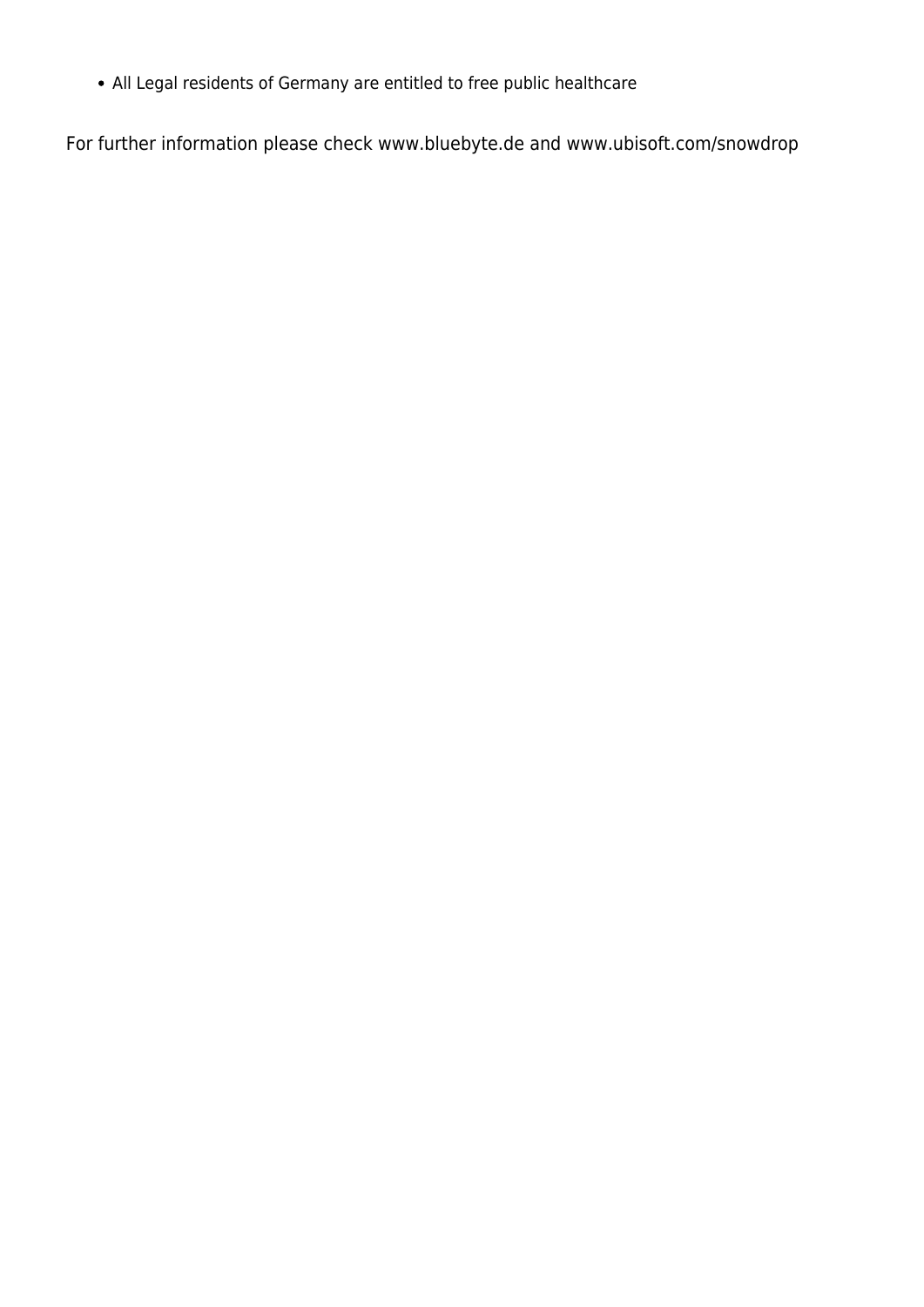- All Legal residents of Germany are entitled to free public healthcare

For further information please check www.bluebyte.de and www.ubisoft.com/snowdrop